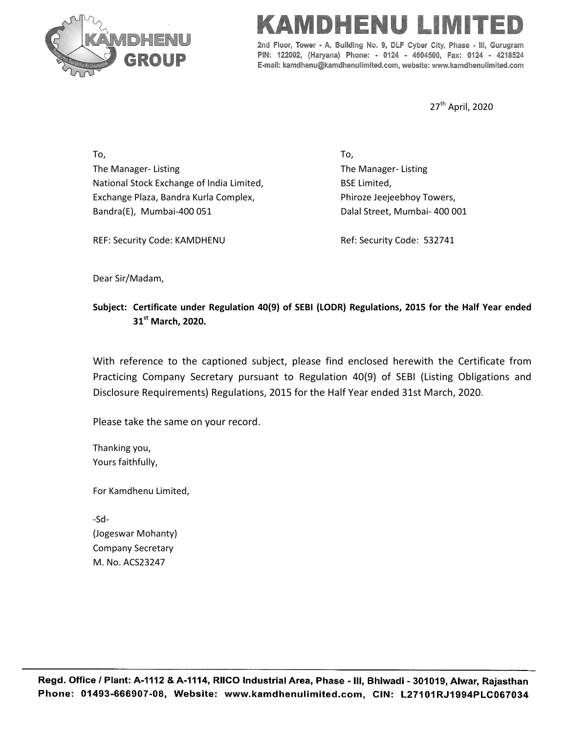# KAMDHENU LIMITED

2nd Floor, Tower - A, Building No. 9, DLF Cyber City, Phase - III, Gurugram
PIN: 122002, (Haryana) Phone: - 0124 - 4604500, Fax: 0124 - 4218524
E-mail: kamdhenu@kamdhenulimited.com, website: www.kamdhenulimited.com

27th April, 2020

To,
The Manager- Listing
National Stock Exchange of India Limited,
Exchange Plaza, Bandra Kurla Complex,
Bandra(E), Mumbai-400 051

REF: Security Code: KAMDHENU

To,
The Manager- Listing
BSE Limited,
Phiroze Jeejeebhoy Towers,
Dalal Street, Mumbai- 400 001

Ref: Security Code: 532741

Dear Sir/Madam,

**Subject: Certificate under Regulation 40(9) of SEBI (LODR) Regulations, 2015 for the Half Year ended 31st March, 2020.**

With reference to the captioned subject, please find enclosed herewith the Certificate from Practicing Company Secretary pursuant to Regulation 40(9) of SEBI (Listing Obligations and Disclosure Requirements) Regulations, 2015 for the Half Year ended 31st March, 2020.

Please take the same on your record.

Thanking you,
Yours faithfully,

For Kamdhenu Limited,

-Sd-
(Jogeswar Mohanty)
Company Secretary
M. No. ACS23247

Regd. Office / Plant: A-1112 & A-1114, RIICO Industrial Area, Phase - III, Bhiwadi - 301019, Alwar, Rajasthan
Phone: 01493-666907-08, Website: www.kamdhenulimited.com, CIN: L27101RJ1994PLC067034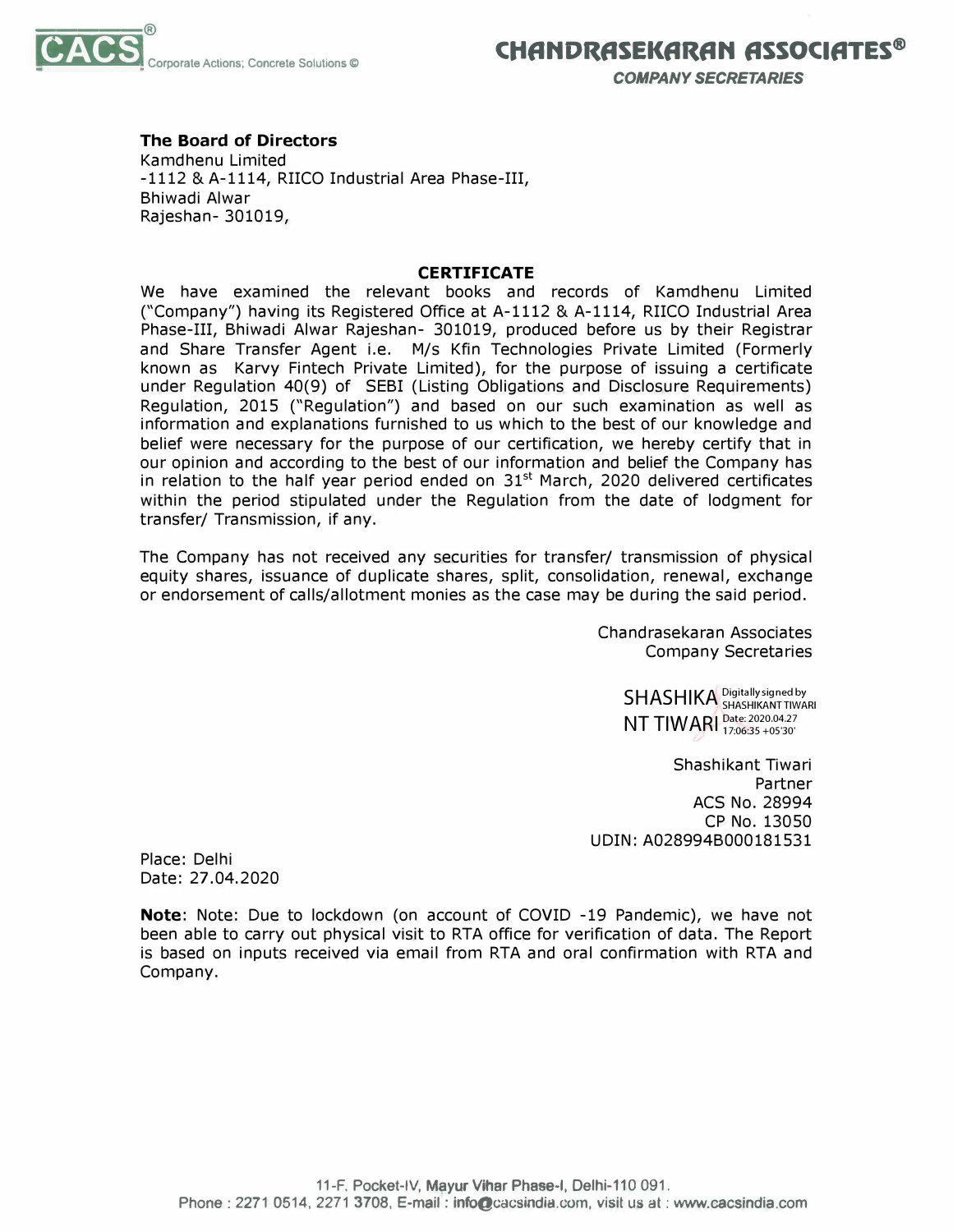CACS® Corporate Actions; Concrete Solutions ©

**CHANDRASEKARAN ASSOCIATES®**
*COMPANY SECRETARIES*

**The Board of Directors**
Kamdhenu Limited
-1112 & A-1114, RIICO Industrial Area Phase-III,
Bhiwadi Alwar
Rajeshan- 301019,

**CERTIFICATE**

We have examined the relevant books and records of Kamdhenu Limited ("Company") having its Registered Office at A-1112 & A-1114, RIICO Industrial Area Phase-III, Bhiwadi Alwar Rajeshan- 301019, produced before us by their Registrar and Share Transfer Agent i.e. M/s Kfin Technologies Private Limited (Formerly known as Karvy Fintech Private Limited), for the purpose of issuing a certificate under Regulation 40(9) of SEBI (Listing Obligations and Disclosure Requirements) Regulation, 2015 ("Regulation") and based on our such examination as well as information and explanations furnished to us which to the best of our knowledge and belief were necessary for the purpose of our certification, we hereby certify that in our opinion and according to the best of our information and belief the Company has in relation to the half year period ended on 31st March, 2020 delivered certificates within the period stipulated under the Regulation from the date of lodgment for transfer/ Transmission, if any.

The Company has not received any securities for transfer/ transmission of physical equity shares, issuance of duplicate shares, split, consolidation, renewal, exchange or endorsement of calls/allotment monies as the case may be during the said period.

Chandrasekaran Associates
Company Secretaries

SHASHIKANT TIWARI
Digitally signed by SHASHIKANT TIWARI
Date: 2020.04.27 17:06:35 +05'30'

Shashikant Tiwari
Partner
ACS No. 28994
CP No. 13050
UDIN: A028994B000181531

Place: Delhi
Date: 27.04.2020

**Note**: Note: Due to lockdown (on account of COVID -19 Pandemic), we have not been able to carry out physical visit to RTA office for verification of data. The Report is based on inputs received via email from RTA and oral confirmation with RTA and Company.

11-F, Pocket-IV, Mayur Vihar Phase-I, Delhi-110 091.
Phone : 2271 0514, 2271 3708, E-mail : info@cacsindia.com, visit us at : www.cacsindia.com